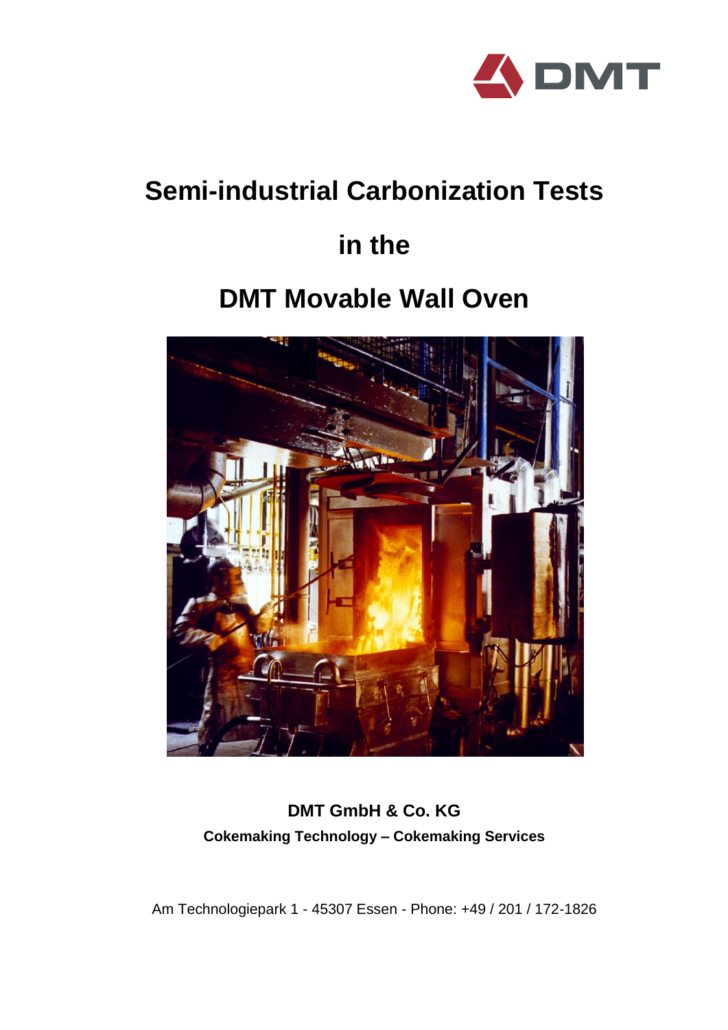# Semi-industrial Carbonization Tests

# in the

# DMT Movable Wall Oven

**DMT GmbH & Co. KG**

**Cokemaking Technology – Cokemaking Services**

Am Technologiepark 1 - 45307 Essen - Phone: +49 / 201 / 172-1826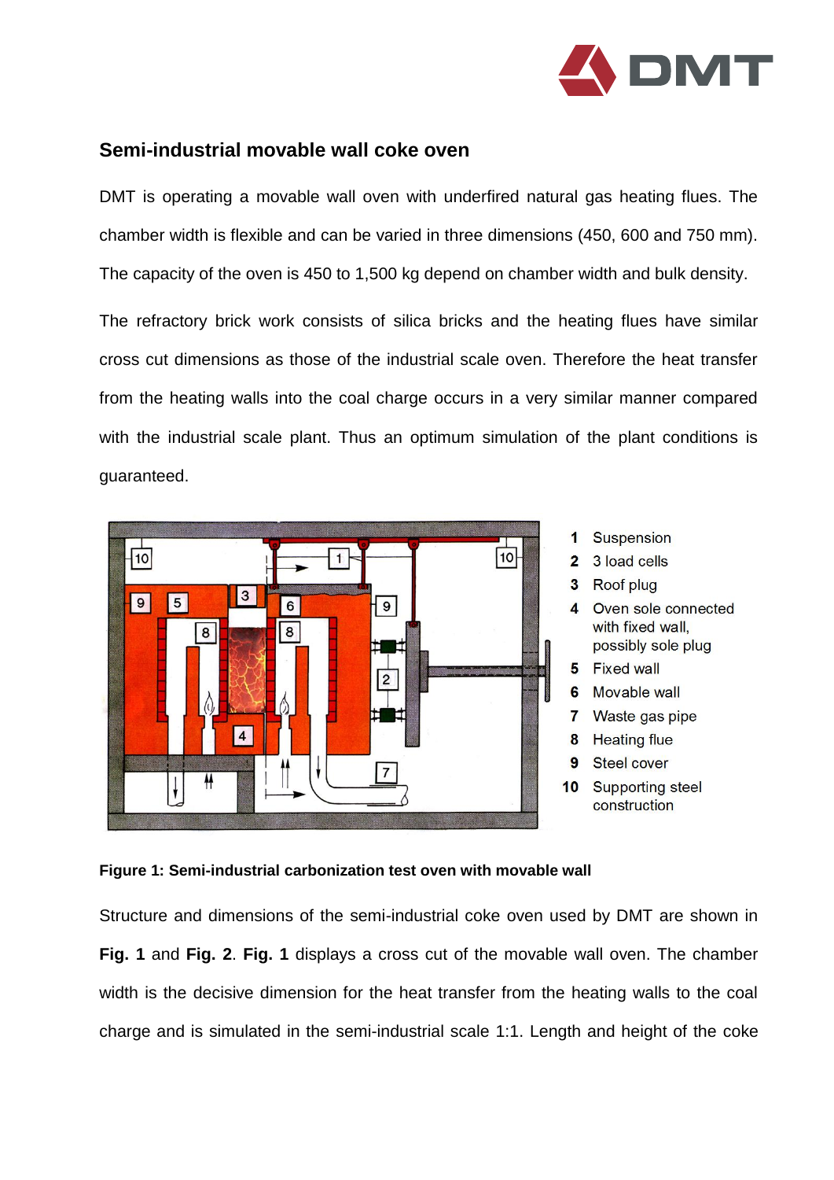## Semi-industrial movable wall coke oven

DMT is operating a movable wall oven with underfired natural gas heating flues. The chamber width is flexible and can be varied in three dimensions (450, 600 and 750 mm). The capacity of the oven is 450 to 1,500 kg depend on chamber width and bulk density.

The refractory brick work consists of silica bricks and the heating flues have similar cross cut dimensions as those of the industrial scale oven. Therefore the heat transfer from the heating walls into the coal charge occurs in a very similar manner compared with the industrial scale plant. Thus an optimum simulation of the plant conditions is guaranteed.

1. Suspension
2. 3 load cells
3. Roof plug
4. Oven sole connected with fixed wall, possibly sole plug
5. Fixed wall
6. Movable wall
7. Waste gas pipe
8. Heating flue
9. Steel cover
10. Supporting steel construction

**Figure 1: Semi-industrial carbonization test oven with movable wall**

Structure and dimensions of the semi-industrial coke oven used by DMT are shown in **Fig. 1** and **Fig. 2**. **Fig. 1** displays a cross cut of the movable wall oven. The chamber width is the decisive dimension for the heat transfer from the heating walls to the coal charge and is simulated in the semi-industrial scale 1:1. Length and height of the coke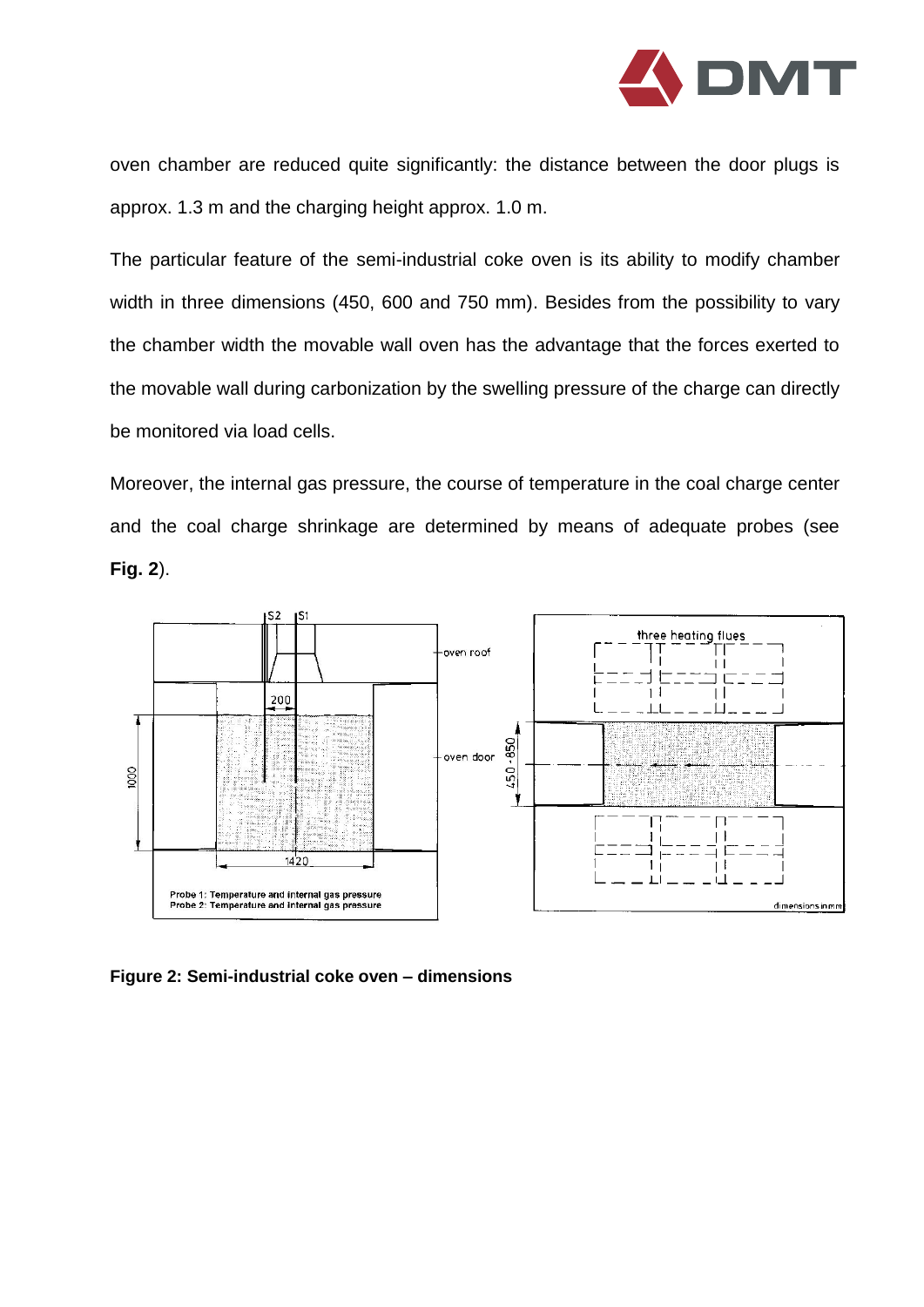oven chamber are reduced quite significantly: the distance between the door plugs is approx. 1.3 m and the charging height approx. 1.0 m.

The particular feature of the semi-industrial coke oven is its ability to modify chamber width in three dimensions (450, 600 and 750 mm). Besides from the possibility to vary the chamber width the movable wall oven has the advantage that the forces exerted to the movable wall during carbonization by the swelling pressure of the charge can directly be monitored via load cells.

Moreover, the internal gas pressure, the course of temperature in the coal charge center and the coal charge shrinkage are determined by means of adequate probes (see **Fig. 2**).

**Figure 2: Semi-industrial coke oven – dimensions**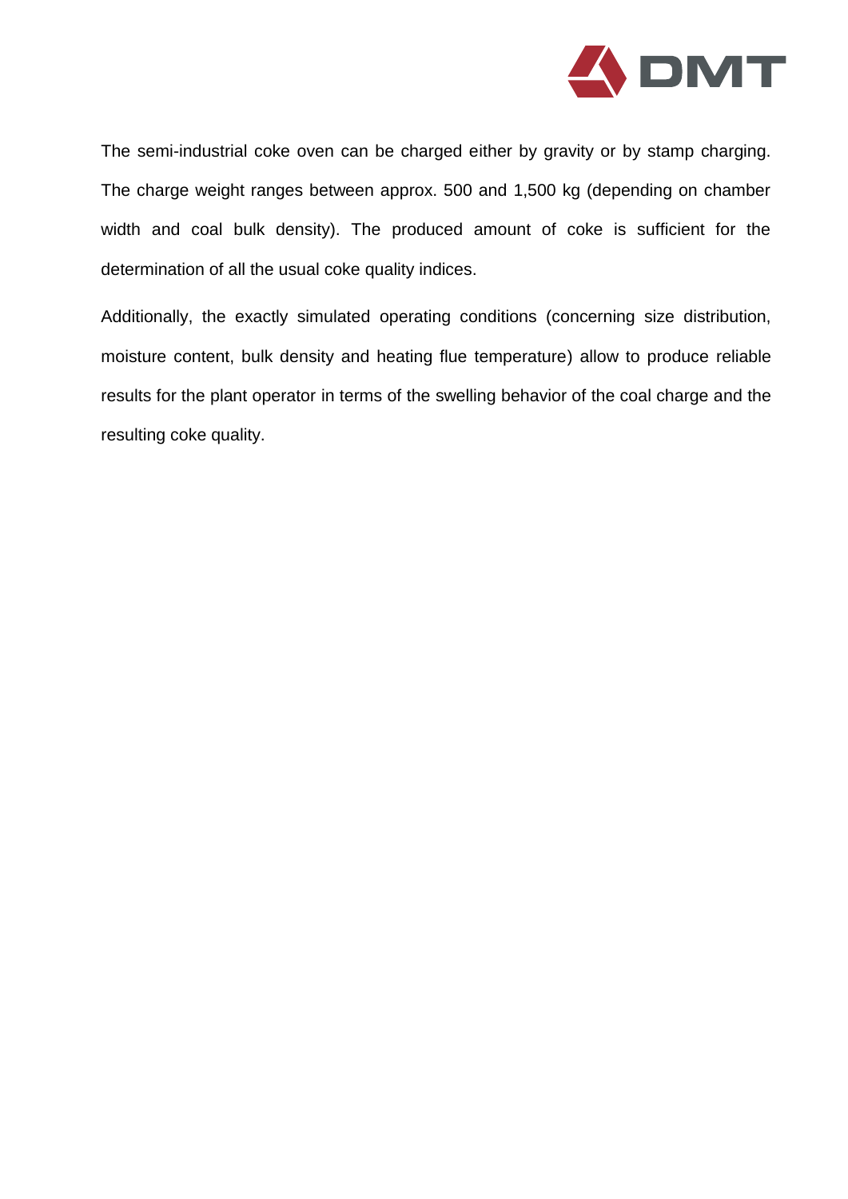The semi-industrial coke oven can be charged either by gravity or by stamp charging. The charge weight ranges between approx. 500 and 1,500 kg (depending on chamber width and coal bulk density). The produced amount of coke is sufficient for the determination of all the usual coke quality indices.

Additionally, the exactly simulated operating conditions (concerning size distribution, moisture content, bulk density and heating flue temperature) allow to produce reliable results for the plant operator in terms of the swelling behavior of the coal charge and the resulting coke quality.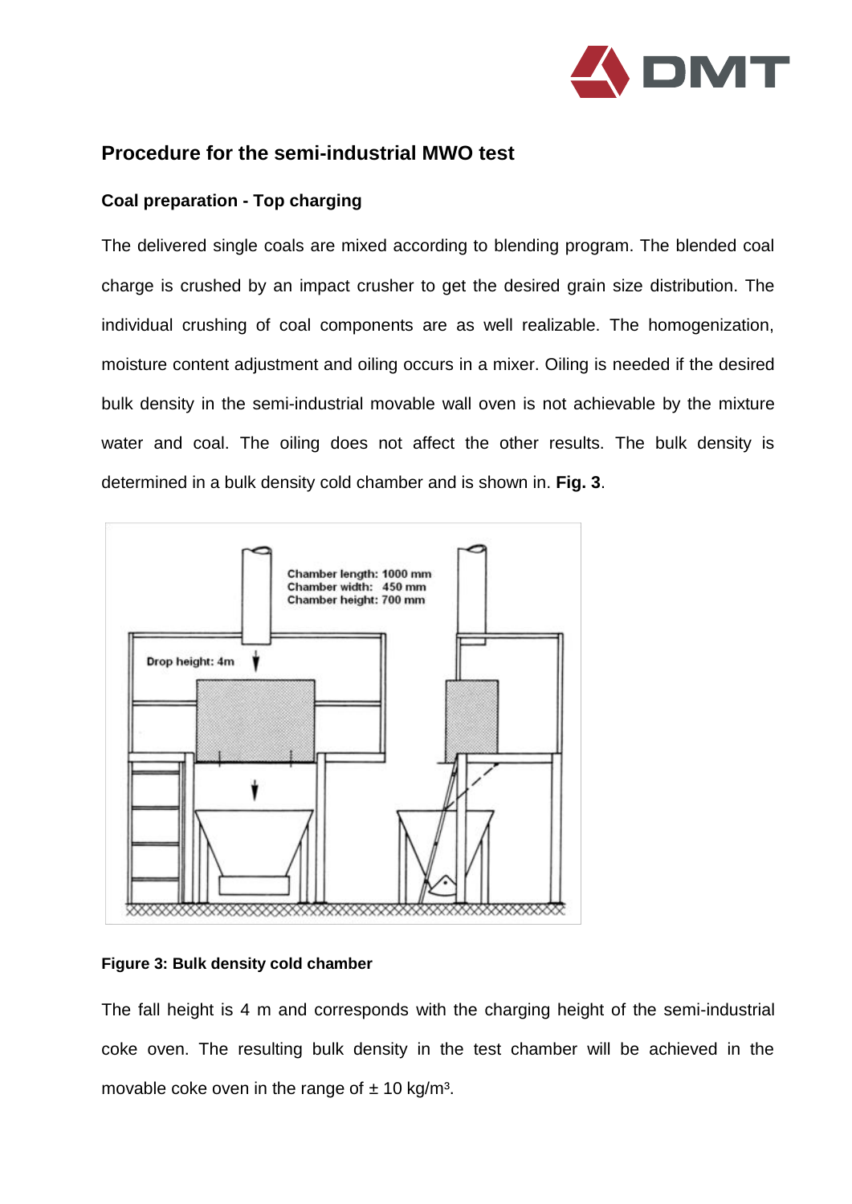## Procedure for the semi-industrial MWO test

### Coal preparation - Top charging

The delivered single coals are mixed according to blending program. The blended coal charge is crushed by an impact crusher to get the desired grain size distribution. The individual crushing of coal components are as well realizable. The homogenization, moisture content adjustment and oiling occurs in a mixer. Oiling is needed if the desired bulk density in the semi-industrial movable wall oven is not achievable by the mixture water and coal. The oiling does not affect the other results. The bulk density is determined in a bulk density cold chamber and is shown in. **Fig. 3**.

**Figure 3: Bulk density cold chamber**

The fall height is 4 m and corresponds with the charging height of the semi-industrial coke oven. The resulting bulk density in the test chamber will be achieved in the movable coke oven in the range of ± 10 kg/m³.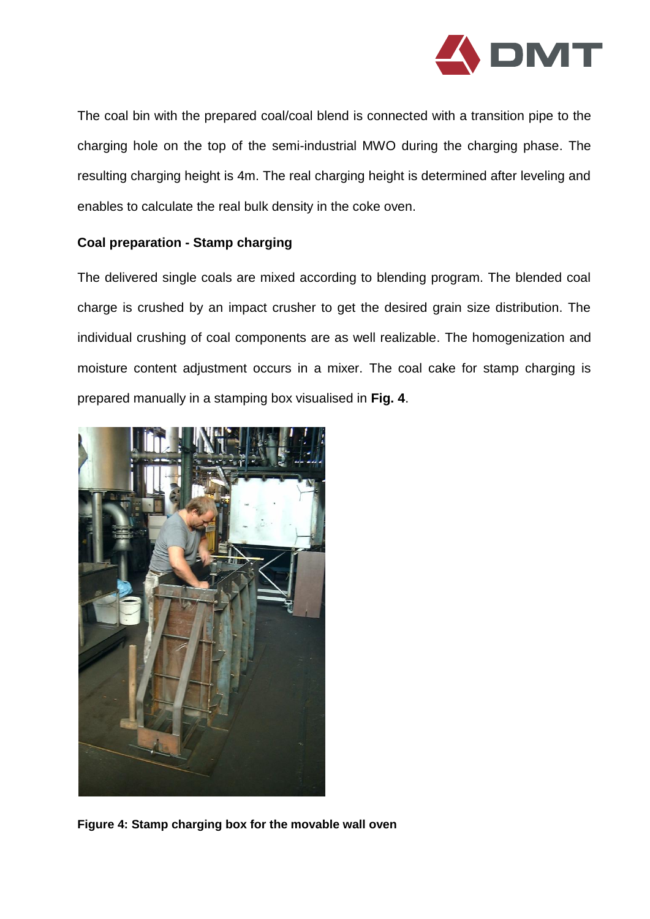The coal bin with the prepared coal/coal blend is connected with a transition pipe to the charging hole on the top of the semi-industrial MWO during the charging phase. The resulting charging height is 4m. The real charging height is determined after leveling and enables to calculate the real bulk density in the coke oven.

**Coal preparation - Stamp charging**

The delivered single coals are mixed according to blending program. The blended coal charge is crushed by an impact crusher to get the desired grain size distribution. The individual crushing of coal components are as well realizable. The homogenization and moisture content adjustment occurs in a mixer. The coal cake for stamp charging is prepared manually in a stamping box visualised in **Fig. 4**.

**Figure 4: Stamp charging box for the movable wall oven**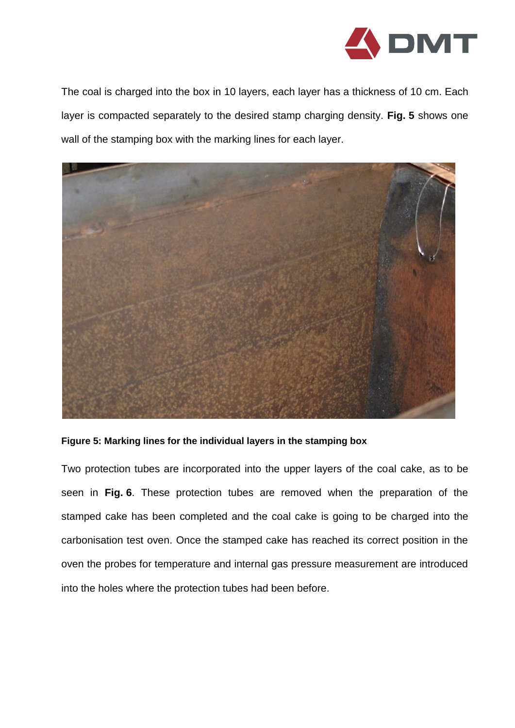The coal is charged into the box in 10 layers, each layer has a thickness of 10 cm. Each layer is compacted separately to the desired stamp charging density. **Fig. 5** shows one wall of the stamping box with the marking lines for each layer.

**Figure 5: Marking lines for the individual layers in the stamping box**

Two protection tubes are incorporated into the upper layers of the coal cake, as to be seen in **Fig. 6**. These protection tubes are removed when the preparation of the stamped cake has been completed and the coal cake is going to be charged into the carbonisation test oven. Once the stamped cake has reached its correct position in the oven the probes for temperature and internal gas pressure measurement are introduced into the holes where the protection tubes had been before.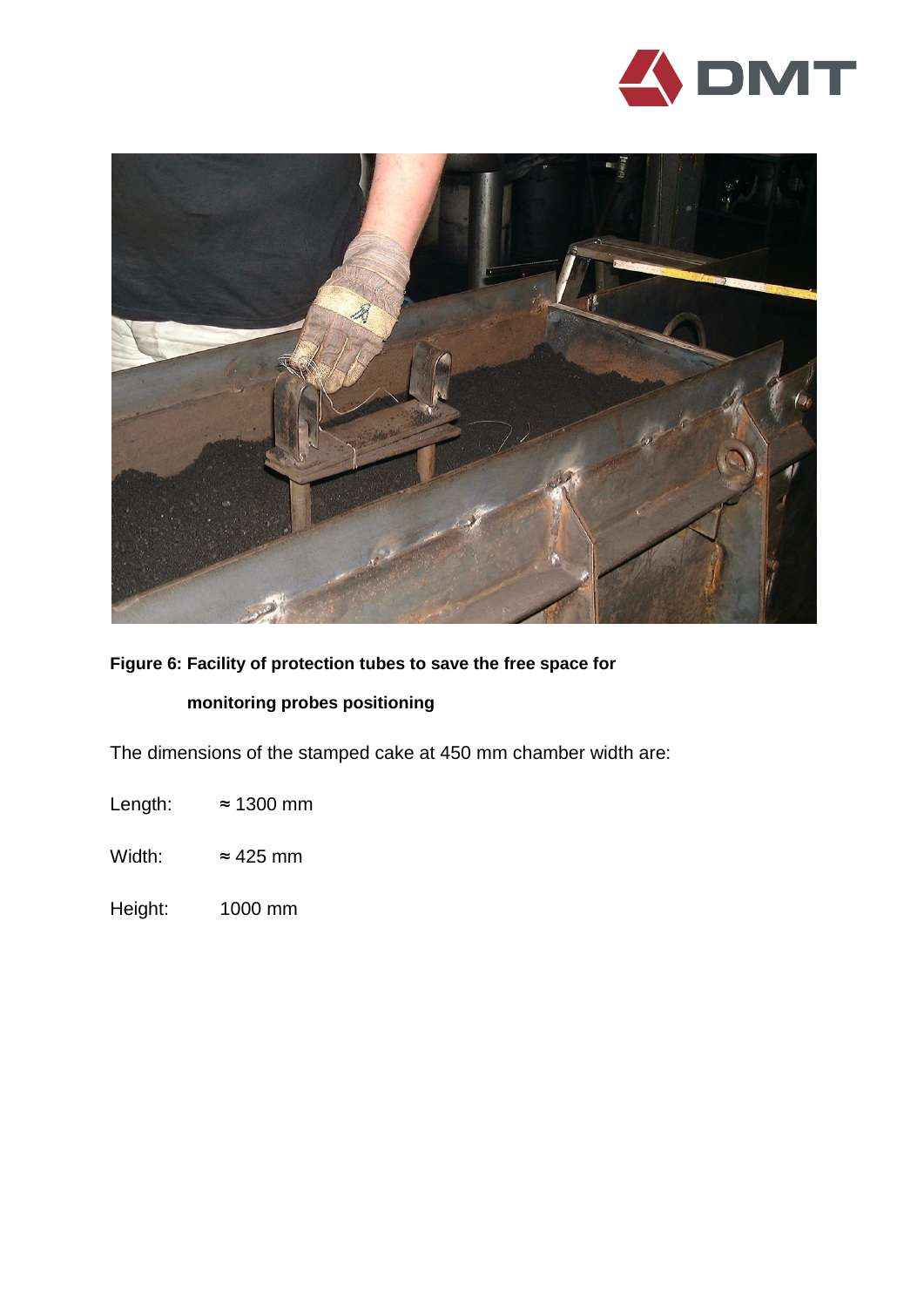**Figure 6: Facility of protection tubes to save the free space for monitoring probes positioning**

The dimensions of the stamped cake at 450 mm chamber width are:

Length: ≈ 1300 mm

Width: ≈ 425 mm

Height: 1000 mm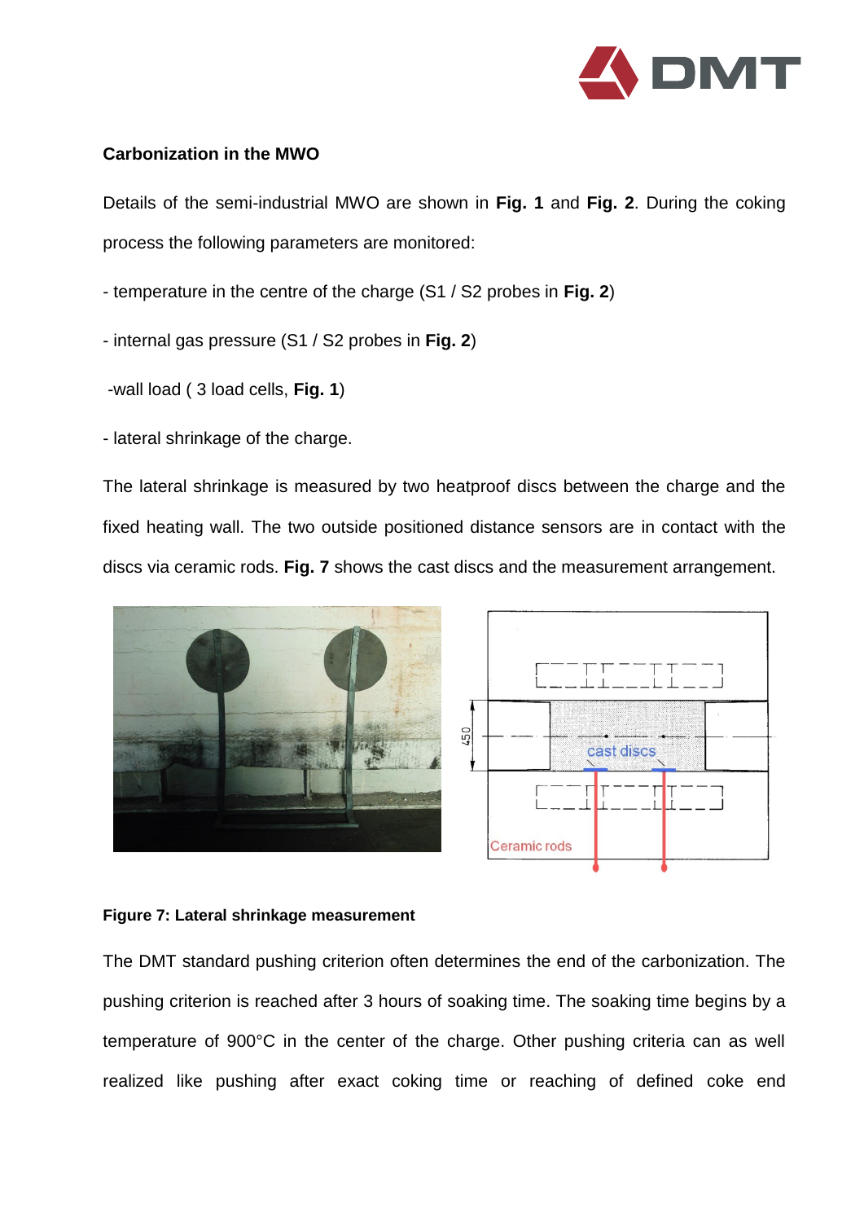### Carbonization in the MWO

Details of the semi-industrial MWO are shown in **Fig. 1** and **Fig. 2**. During the coking process the following parameters are monitored:

- temperature in the centre of the charge (S1 / S2 probes in **Fig. 2**)
- internal gas pressure (S1 / S2 probes in **Fig. 2**)
- wall load ( 3 load cells, **Fig. 1**)
- lateral shrinkage of the charge.

The lateral shrinkage is measured by two heatproof discs between the charge and the fixed heating wall. The two outside positioned distance sensors are in contact with the discs via ceramic rods. **Fig. 7** shows the cast discs and the measurement arrangement.

**Figure 7: Lateral shrinkage measurement**

The DMT standard pushing criterion often determines the end of the carbonization. The pushing criterion is reached after 3 hours of soaking time. The soaking time begins by a temperature of 900°C in the center of the charge. Other pushing criteria can as well realized like pushing after exact coking time or reaching of defined coke end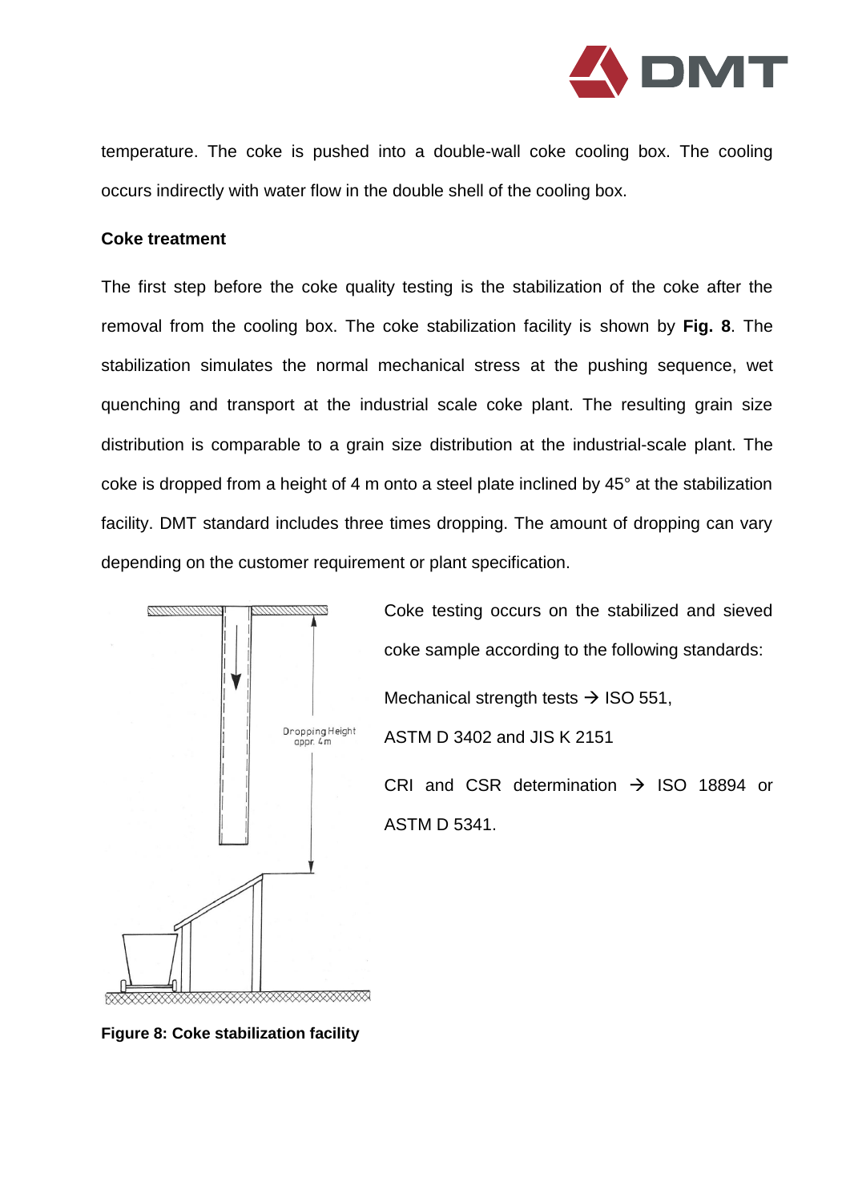temperature. The coke is pushed into a double-wall coke cooling box. The cooling occurs indirectly with water flow in the double shell of the cooling box.

**Coke treatment**

The first step before the coke quality testing is the stabilization of the coke after the removal from the cooling box. The coke stabilization facility is shown by **Fig. 8**. The stabilization simulates the normal mechanical stress at the pushing sequence, wet quenching and transport at the industrial scale coke plant. The resulting grain size distribution is comparable to a grain size distribution at the industrial-scale plant. The coke is dropped from a height of 4 m onto a steel plate inclined by 45° at the stabilization facility. DMT standard includes three times dropping. The amount of dropping can vary depending on the customer requirement or plant specification.

Dropping Height
appr. 4m

**Figure 8: Coke stabilization facility**

Coke testing occurs on the stabilized and sieved coke sample according to the following standards:

Mechanical strength tests → ISO 551, ASTM D 3402 and JIS K 2151

CRI and CSR determination → ISO 18894 or ASTM D 5341.